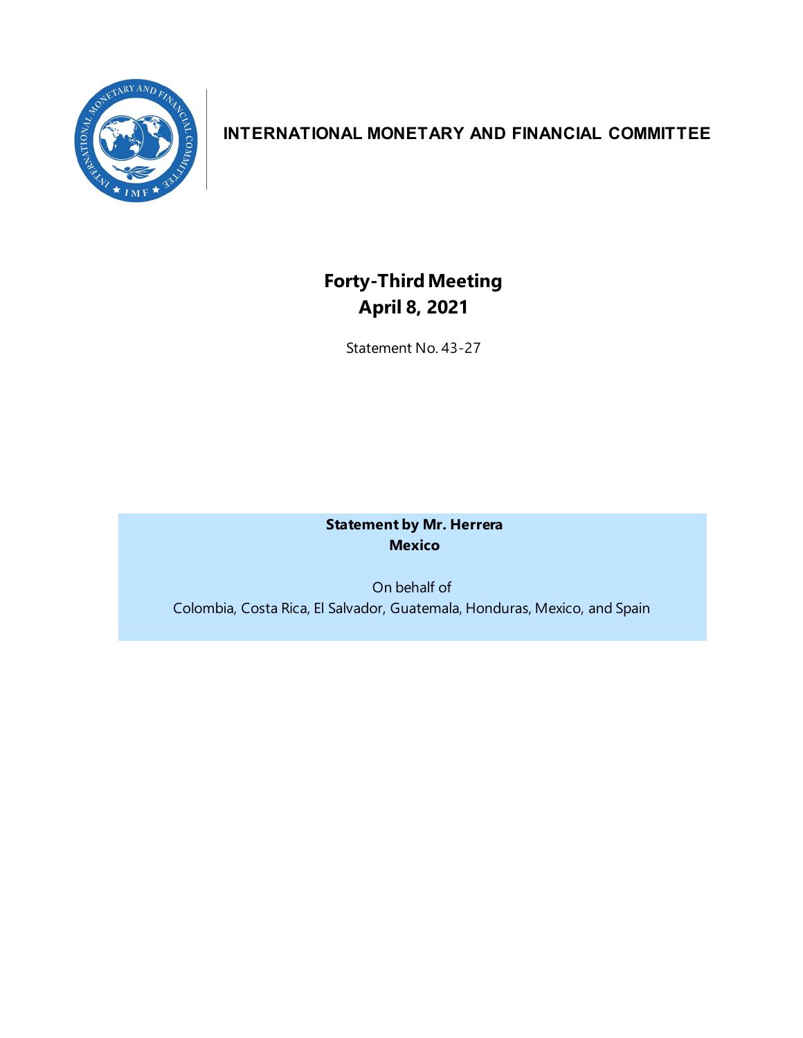**INTERNATIONAL MONETARY AND FINANCIAL COMMITTEE**

# Forty-Third Meeting
## April 8, 2021

Statement No. 43-27

**Statement by Mr. Herrera**
**Mexico**

On behalf of
Colombia, Costa Rica, El Salvador, Guatemala, Honduras, Mexico, and Spain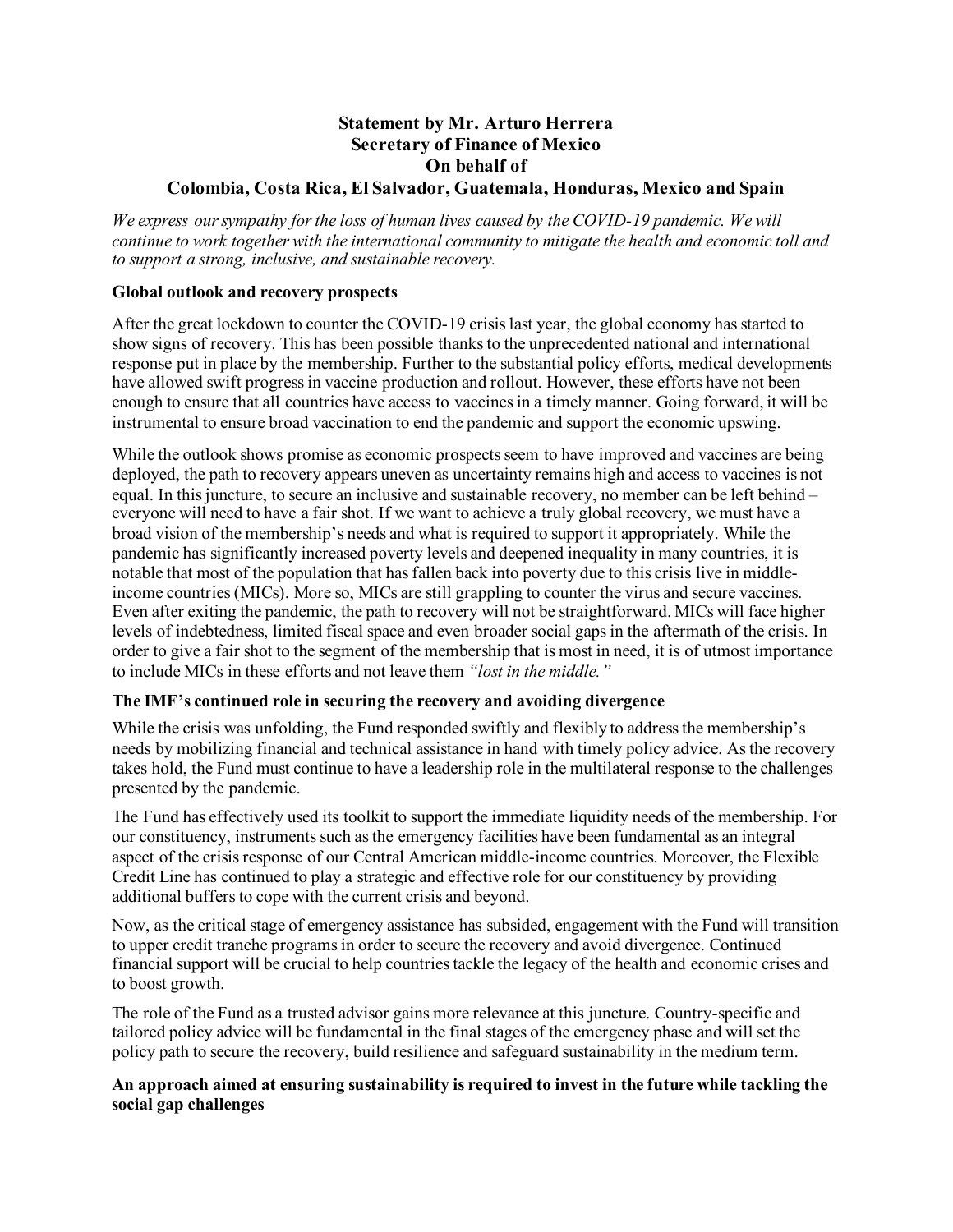**Statement by Mr. Arturo Herrera**
**Secretary of Finance of Mexico**
**On behalf of**
**Colombia, Costa Rica, El Salvador, Guatemala, Honduras, Mexico and Spain**

*We express our sympathy for the loss of human lives caused by the COVID-19 pandemic. We will continue to work together with the international community to mitigate the health and economic toll and to support a strong, inclusive, and sustainable recovery.*

**Global outlook and recovery prospects**

After the great lockdown to counter the COVID-19 crisis last year, the global economy has started to show signs of recovery. This has been possible thanks to the unprecedented national and international response put in place by the membership. Further to the substantial policy efforts, medical developments have allowed swift progress in vaccine production and rollout. However, these efforts have not been enough to ensure that all countries have access to vaccines in a timely manner. Going forward, it will be instrumental to ensure broad vaccination to end the pandemic and support the economic upswing.

While the outlook shows promise as economic prospects seem to have improved and vaccines are being deployed, the path to recovery appears uneven as uncertainty remains high and access to vaccines is not equal. In this juncture, to secure an inclusive and sustainable recovery, no member can be left behind – everyone will need to have a fair shot. If we want to achieve a truly global recovery, we must have a broad vision of the membership's needs and what is required to support it appropriately. While the pandemic has significantly increased poverty levels and deepened inequality in many countries, it is notable that most of the population that has fallen back into poverty due to this crisis live in middle-income countries (MICs). More so, MICs are still grappling to counter the virus and secure vaccines. Even after exiting the pandemic, the path to recovery will not be straightforward. MICs will face higher levels of indebtedness, limited fiscal space and even broader social gaps in the aftermath of the crisis. In order to give a fair shot to the segment of the membership that is most in need, it is of utmost importance to include MICs in these efforts and not leave them *"lost in the middle."*

**The IMF's continued role in securing the recovery and avoiding divergence**

While the crisis was unfolding, the Fund responded swiftly and flexibly to address the membership's needs by mobilizing financial and technical assistance in hand with timely policy advice. As the recovery takes hold, the Fund must continue to have a leadership role in the multilateral response to the challenges presented by the pandemic.

The Fund has effectively used its toolkit to support the immediate liquidity needs of the membership. For our constituency, instruments such as the emergency facilities have been fundamental as an integral aspect of the crisis response of our Central American middle-income countries. Moreover, the Flexible Credit Line has continued to play a strategic and effective role for our constituency by providing additional buffers to cope with the current crisis and beyond.

Now, as the critical stage of emergency assistance has subsided, engagement with the Fund will transition to upper credit tranche programs in order to secure the recovery and avoid divergence. Continued financial support will be crucial to help countries tackle the legacy of the health and economic crises and to boost growth.

The role of the Fund as a trusted advisor gains more relevance at this juncture. Country-specific and tailored policy advice will be fundamental in the final stages of the emergency phase and will set the policy path to secure the recovery, build resilience and safeguard sustainability in the medium term.

**An approach aimed at ensuring sustainability is required to invest in the future while tackling the social gap challenges**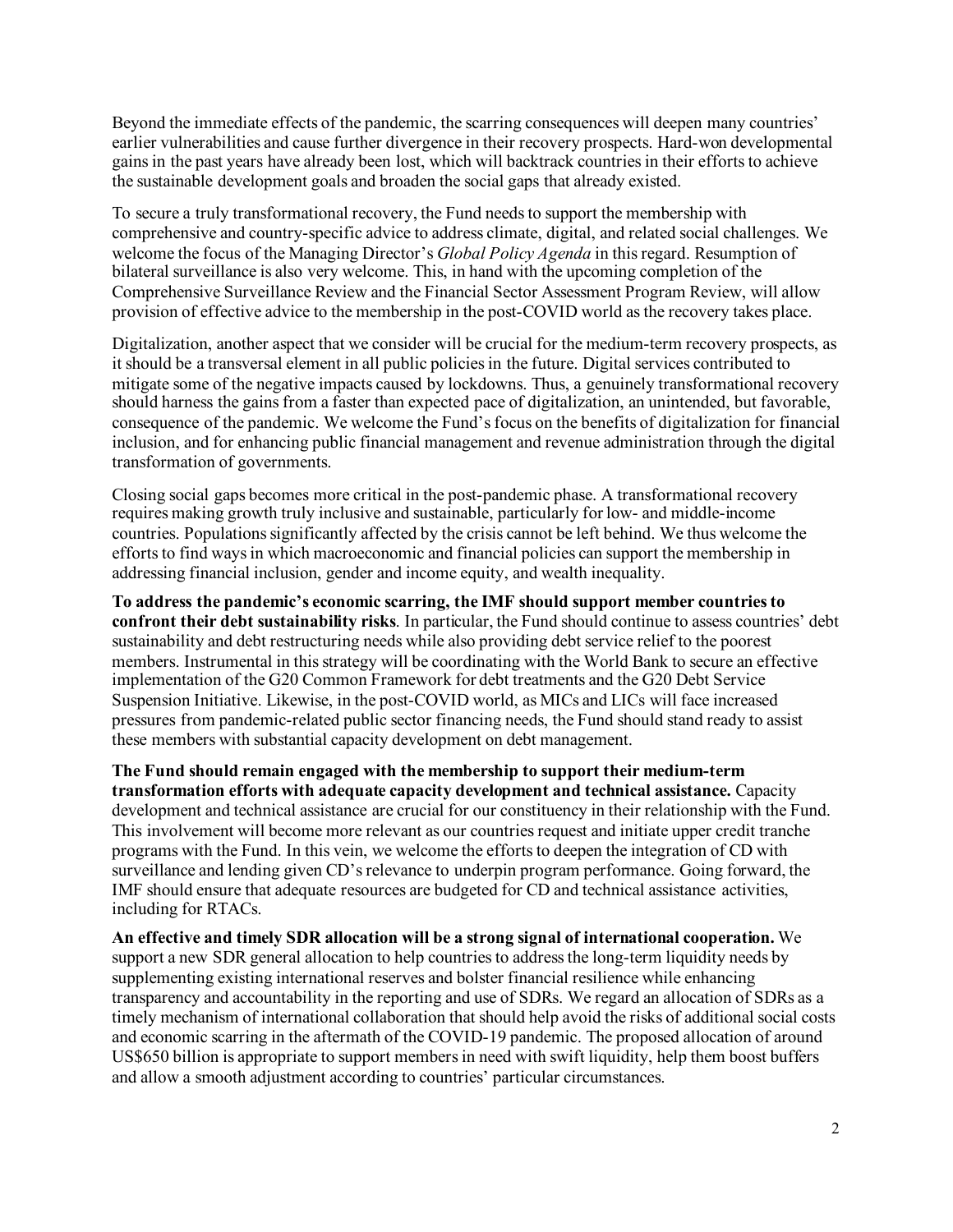Beyond the immediate effects of the pandemic, the scarring consequences will deepen many countries' earlier vulnerabilities and cause further divergence in their recovery prospects. Hard-won developmental gains in the past years have already been lost, which will backtrack countries in their efforts to achieve the sustainable development goals and broaden the social gaps that already existed.

To secure a truly transformational recovery, the Fund needs to support the membership with comprehensive and country-specific advice to address climate, digital, and related social challenges. We welcome the focus of the Managing Director's *Global Policy Agenda* in this regard. Resumption of bilateral surveillance is also very welcome. This, in hand with the upcoming completion of the Comprehensive Surveillance Review and the Financial Sector Assessment Program Review, will allow provision of effective advice to the membership in the post-COVID world as the recovery takes place.

Digitalization, another aspect that we consider will be crucial for the medium-term recovery prospects, as it should be a transversal element in all public policies in the future. Digital services contributed to mitigate some of the negative impacts caused by lockdowns. Thus, a genuinely transformational recovery should harness the gains from a faster than expected pace of digitalization, an unintended, but favorable, consequence of the pandemic. We welcome the Fund's focus on the benefits of digitalization for financial inclusion, and for enhancing public financial management and revenue administration through the digital transformation of governments.

Closing social gaps becomes more critical in the post-pandemic phase. A transformational recovery requires making growth truly inclusive and sustainable, particularly for low- and middle-income countries. Populations significantly affected by the crisis cannot be left behind. We thus welcome the efforts to find ways in which macroeconomic and financial policies can support the membership in addressing financial inclusion, gender and income equity, and wealth inequality.

**To address the pandemic's economic scarring, the IMF should support member countries to confront their debt sustainability risks**. In particular, the Fund should continue to assess countries' debt sustainability and debt restructuring needs while also providing debt service relief to the poorest members. Instrumental in this strategy will be coordinating with the World Bank to secure an effective implementation of the G20 Common Framework for debt treatments and the G20 Debt Service Suspension Initiative. Likewise, in the post-COVID world, as MICs and LICs will face increased pressures from pandemic-related public sector financing needs, the Fund should stand ready to assist these members with substantial capacity development on debt management.

**The Fund should remain engaged with the membership to support their medium-term transformation efforts with adequate capacity development and technical assistance.** Capacity development and technical assistance are crucial for our constituency in their relationship with the Fund. This involvement will become more relevant as our countries request and initiate upper credit tranche programs with the Fund. In this vein, we welcome the efforts to deepen the integration of CD with surveillance and lending given CD's relevance to underpin program performance. Going forward, the IMF should ensure that adequate resources are budgeted for CD and technical assistance activities, including for RTACs.

**An effective and timely SDR allocation will be a strong signal of international cooperation.** We support a new SDR general allocation to help countries to address the long-term liquidity needs by supplementing existing international reserves and bolster financial resilience while enhancing transparency and accountability in the reporting and use of SDRs. We regard an allocation of SDRs as a timely mechanism of international collaboration that should help avoid the risks of additional social costs and economic scarring in the aftermath of the COVID-19 pandemic. The proposed allocation of around US$650 billion is appropriate to support members in need with swift liquidity, help them boost buffers and allow a smooth adjustment according to countries' particular circumstances.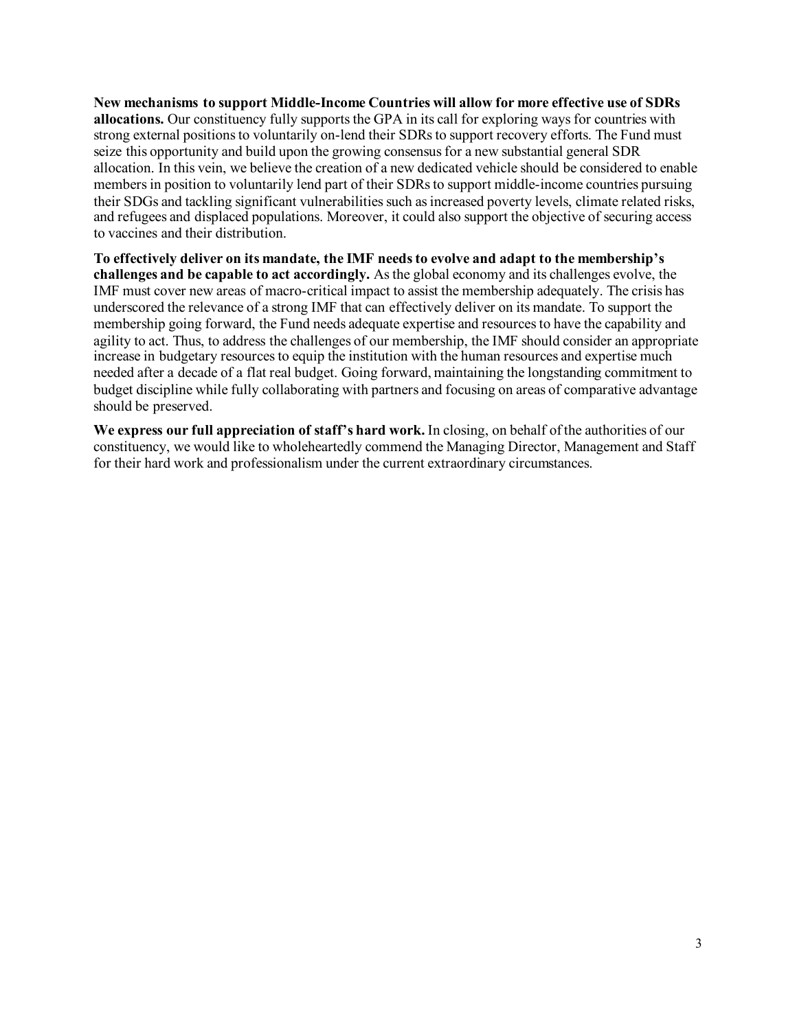**New mechanisms to support Middle-Income Countries will allow for more effective use of SDRs allocations.** Our constituency fully supports the GPA in its call for exploring ways for countries with strong external positions to voluntarily on-lend their SDRs to support recovery efforts. The Fund must seize this opportunity and build upon the growing consensus for a new substantial general SDR allocation. In this vein, we believe the creation of a new dedicated vehicle should be considered to enable members in position to voluntarily lend part of their SDRs to support middle-income countries pursuing their SDGs and tackling significant vulnerabilities such as increased poverty levels, climate related risks, and refugees and displaced populations. Moreover, it could also support the objective of securing access to vaccines and their distribution.

**To effectively deliver on its mandate, the IMF needs to evolve and adapt to the membership's challenges and be capable to act accordingly.** As the global economy and its challenges evolve, the IMF must cover new areas of macro-critical impact to assist the membership adequately. The crisis has underscored the relevance of a strong IMF that can effectively deliver on its mandate. To support the membership going forward, the Fund needs adequate expertise and resources to have the capability and agility to act. Thus, to address the challenges of our membership, the IMF should consider an appropriate increase in budgetary resources to equip the institution with the human resources and expertise much needed after a decade of a flat real budget. Going forward, maintaining the longstanding commitment to budget discipline while fully collaborating with partners and focusing on areas of comparative advantage should be preserved.

**We express our full appreciation of staff's hard work.** In closing, on behalf of the authorities of our constituency, we would like to wholeheartedly commend the Managing Director, Management and Staff for their hard work and professionalism under the current extraordinary circumstances.